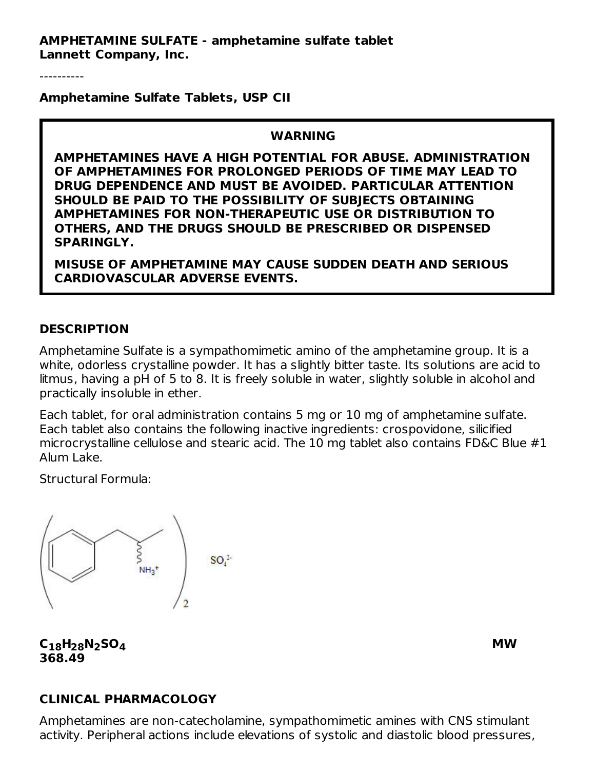**AMPHETAMINE SULFATE - amphetamine sulfate tablet**
**Lannett Company, Inc.**

----------

**Amphetamine Sulfate Tablets, USP CII**

**WARNING**

**AMPHETAMINES HAVE A HIGH POTENTIAL FOR ABUSE. ADMINISTRATION OF AMPHETAMINES FOR PROLONGED PERIODS OF TIME MAY LEAD TO DRUG DEPENDENCE AND MUST BE AVOIDED. PARTICULAR ATTENTION SHOULD BE PAID TO THE POSSIBILITY OF SUBJECTS OBTAINING AMPHETAMINES FOR NON-THERAPEUTIC USE OR DISTRIBUTION TO OTHERS, AND THE DRUGS SHOULD BE PRESCRIBED OR DISPENSED SPARINGLY.**

**MISUSE OF AMPHETAMINE MAY CAUSE SUDDEN DEATH AND SERIOUS CARDIOVASCULAR ADVERSE EVENTS.**

## DESCRIPTION

Amphetamine Sulfate is a sympathomimetic amino of the amphetamine group. It is a white, odorless crystalline powder. It has a slightly bitter taste. Its solutions are acid to litmus, having a pH of 5 to 8. It is freely soluble in water, slightly soluble in alcohol and practically insoluble in ether.

Each tablet, for oral administration contains 5 mg or 10 mg of amphetamine sulfate. Each tablet also contains the following inactive ingredients: crospovidone, silicified microcrystalline cellulose and stearic acid. The 10 mg tablet also contains FD&C Blue #1 Alum Lake.

Structural Formula:

**$C_{18}H_{28}N_2SO_4$** **MW 368.49**

## CLINICAL PHARMACOLOGY

Amphetamines are non-catecholamine, sympathomimetic amines with CNS stimulant activity. Peripheral actions include elevations of systolic and diastolic blood pressures,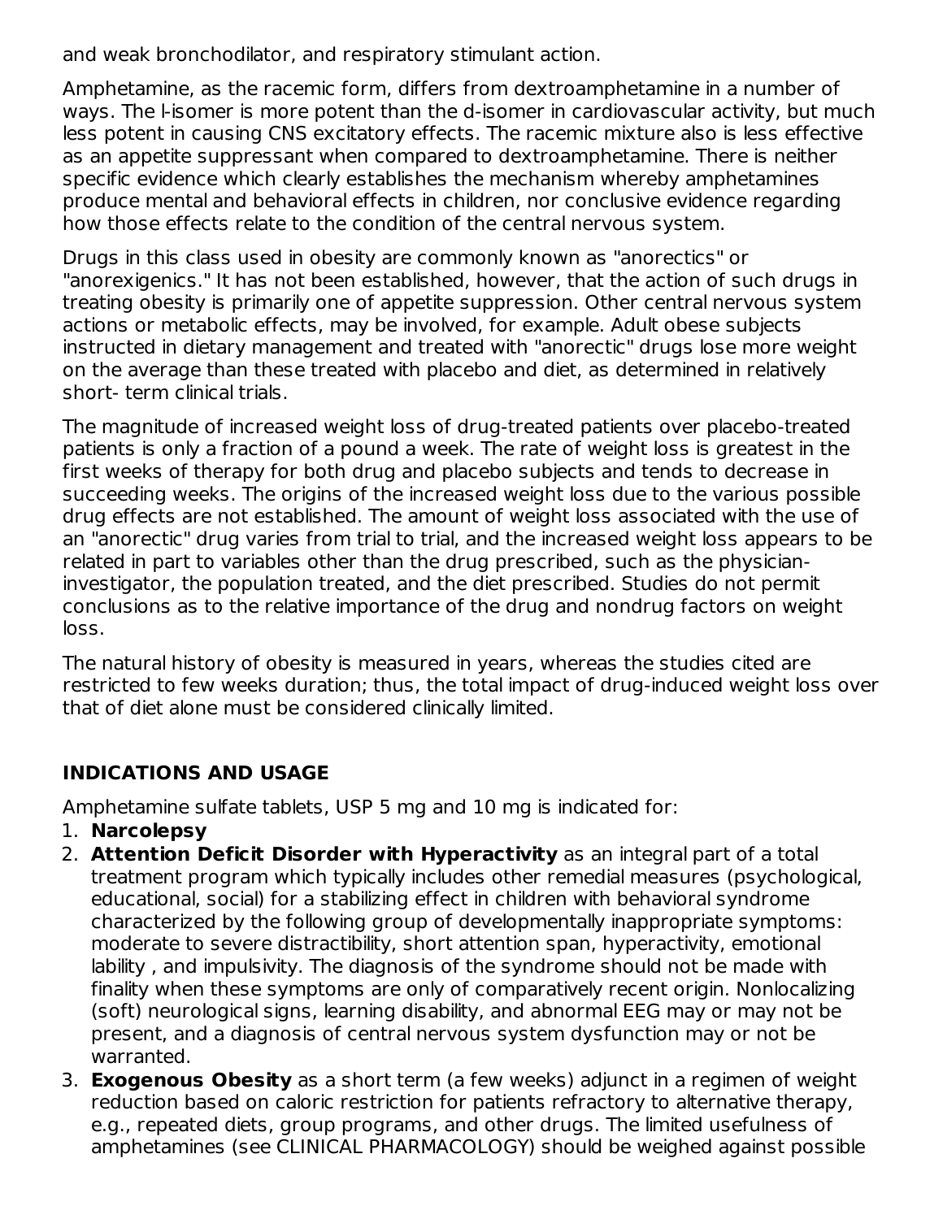and weak bronchodilator, and respiratory stimulant action.

Amphetamine, as the racemic form, differs from dextroamphetamine in a number of ways. The l-isomer is more potent than the d-isomer in cardiovascular activity, but much less potent in causing CNS excitatory effects. The racemic mixture also is less effective as an appetite suppressant when compared to dextroamphetamine. There is neither specific evidence which clearly establishes the mechanism whereby amphetamines produce mental and behavioral effects in children, nor conclusive evidence regarding how those effects relate to the condition of the central nervous system.

Drugs in this class used in obesity are commonly known as "anorectics" or "anorexigenics." It has not been established, however, that the action of such drugs in treating obesity is primarily one of appetite suppression. Other central nervous system actions or metabolic effects, may be involved, for example. Adult obese subjects instructed in dietary management and treated with "anorectic" drugs lose more weight on the average than these treated with placebo and diet, as determined in relatively short- term clinical trials.

The magnitude of increased weight loss of drug-treated patients over placebo-treated patients is only a fraction of a pound a week. The rate of weight loss is greatest in the first weeks of therapy for both drug and placebo subjects and tends to decrease in succeeding weeks. The origins of the increased weight loss due to the various possible drug effects are not established. The amount of weight loss associated with the use of an "anorectic" drug varies from trial to trial, and the increased weight loss appears to be related in part to variables other than the drug prescribed, such as the physician-investigator, the population treated, and the diet prescribed. Studies do not permit conclusions as to the relative importance of the drug and nondrug factors on weight loss.

The natural history of obesity is measured in years, whereas the studies cited are restricted to few weeks duration; thus, the total impact of drug-induced weight loss over that of diet alone must be considered clinically limited.

## INDICATIONS AND USAGE

Amphetamine sulfate tablets, USP 5 mg and 10 mg is indicated for:

1. **Narcolepsy**
2. **Attention Deficit Disorder with Hyperactivity** as an integral part of a total treatment program which typically includes other remedial measures (psychological, educational, social) for a stabilizing effect in children with behavioral syndrome characterized by the following group of developmentally inappropriate symptoms: moderate to severe distractibility, short attention span, hyperactivity, emotional lability , and impulsivity. The diagnosis of the syndrome should not be made with finality when these symptoms are only of comparatively recent origin. Nonlocalizing (soft) neurological signs, learning disability, and abnormal EEG may or may not be present, and a diagnosis of central nervous system dysfunction may or not be warranted.
3. **Exogenous Obesity** as a short term (a few weeks) adjunct in a regimen of weight reduction based on caloric restriction for patients refractory to alternative therapy, e.g., repeated diets, group programs, and other drugs. The limited usefulness of amphetamines (see CLINICAL PHARMACOLOGY) should be weighed against possible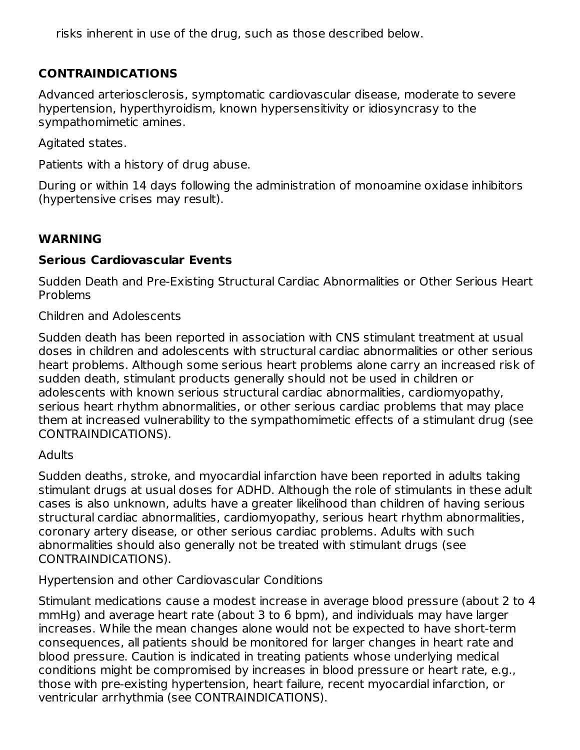risks inherent in use of the drug, such as those described below.

## CONTRAINDICATIONS

Advanced arteriosclerosis, symptomatic cardiovascular disease, moderate to severe hypertension, hyperthyroidism, known hypersensitivity or idiosyncrasy to the sympathomimetic amines.

Agitated states.

Patients with a history of drug abuse.

During or within 14 days following the administration of monoamine oxidase inhibitors (hypertensive crises may result).

## WARNING

### Serious Cardiovascular Events

Sudden Death and Pre-Existing Structural Cardiac Abnormalities or Other Serious Heart Problems

Children and Adolescents

Sudden death has been reported in association with CNS stimulant treatment at usual doses in children and adolescents with structural cardiac abnormalities or other serious heart problems. Although some serious heart problems alone carry an increased risk of sudden death, stimulant products generally should not be used in children or adolescents with known serious structural cardiac abnormalities, cardiomyopathy, serious heart rhythm abnormalities, or other serious cardiac problems that may place them at increased vulnerability to the sympathomimetic effects of a stimulant drug (see CONTRAINDICATIONS).

Adults

Sudden deaths, stroke, and myocardial infarction have been reported in adults taking stimulant drugs at usual doses for ADHD. Although the role of stimulants in these adult cases is also unknown, adults have a greater likelihood than children of having serious structural cardiac abnormalities, cardiomyopathy, serious heart rhythm abnormalities, coronary artery disease, or other serious cardiac problems. Adults with such abnormalities should also generally not be treated with stimulant drugs (see CONTRAINDICATIONS).

Hypertension and other Cardiovascular Conditions

Stimulant medications cause a modest increase in average blood pressure (about 2 to 4 mmHg) and average heart rate (about 3 to 6 bpm), and individuals may have larger increases. While the mean changes alone would not be expected to have short-term consequences, all patients should be monitored for larger changes in heart rate and blood pressure. Caution is indicated in treating patients whose underlying medical conditions might be compromised by increases in blood pressure or heart rate, e.g., those with pre-existing hypertension, heart failure, recent myocardial infarction, or ventricular arrhythmia (see CONTRAINDICATIONS).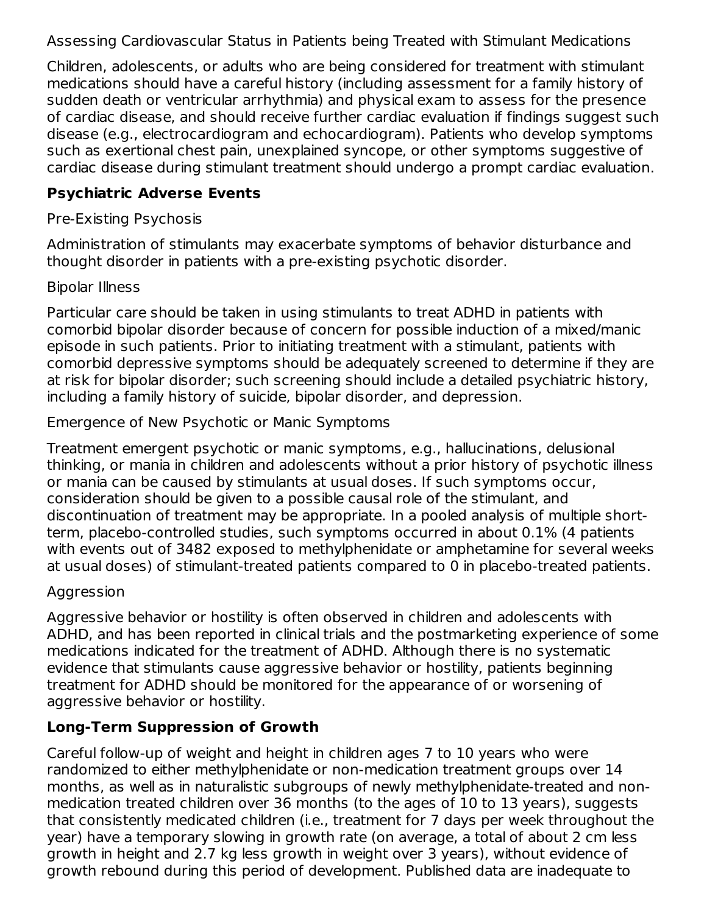Assessing Cardiovascular Status in Patients being Treated with Stimulant Medications

Children, adolescents, or adults who are being considered for treatment with stimulant medications should have a careful history (including assessment for a family history of sudden death or ventricular arrhythmia) and physical exam to assess for the presence of cardiac disease, and should receive further cardiac evaluation if findings suggest such disease (e.g., electrocardiogram and echocardiogram). Patients who develop symptoms such as exertional chest pain, unexplained syncope, or other symptoms suggestive of cardiac disease during stimulant treatment should undergo a prompt cardiac evaluation.

**Psychiatric Adverse Events**

Pre-Existing Psychosis

Administration of stimulants may exacerbate symptoms of behavior disturbance and thought disorder in patients with a pre-existing psychotic disorder.

Bipolar Illness

Particular care should be taken in using stimulants to treat ADHD in patients with comorbid bipolar disorder because of concern for possible induction of a mixed/manic episode in such patients. Prior to initiating treatment with a stimulant, patients with comorbid depressive symptoms should be adequately screened to determine if they are at risk for bipolar disorder; such screening should include a detailed psychiatric history, including a family history of suicide, bipolar disorder, and depression.

Emergence of New Psychotic or Manic Symptoms

Treatment emergent psychotic or manic symptoms, e.g., hallucinations, delusional thinking, or mania in children and adolescents without a prior history of psychotic illness or mania can be caused by stimulants at usual doses. If such symptoms occur, consideration should be given to a possible causal role of the stimulant, and discontinuation of treatment may be appropriate. In a pooled analysis of multiple short-term, placebo-controlled studies, such symptoms occurred in about 0.1% (4 patients with events out of 3482 exposed to methylphenidate or amphetamine for several weeks at usual doses) of stimulant-treated patients compared to 0 in placebo-treated patients.

Aggression

Aggressive behavior or hostility is often observed in children and adolescents with ADHD, and has been reported in clinical trials and the postmarketing experience of some medications indicated for the treatment of ADHD. Although there is no systematic evidence that stimulants cause aggressive behavior or hostility, patients beginning treatment for ADHD should be monitored for the appearance of or worsening of aggressive behavior or hostility.

**Long-Term Suppression of Growth**

Careful follow-up of weight and height in children ages 7 to 10 years who were randomized to either methylphenidate or non-medication treatment groups over 14 months, as well as in naturalistic subgroups of newly methylphenidate-treated and non-medication treated children over 36 months (to the ages of 10 to 13 years), suggests that consistently medicated children (i.e., treatment for 7 days per week throughout the year) have a temporary slowing in growth rate (on average, a total of about 2 cm less growth in height and 2.7 kg less growth in weight over 3 years), without evidence of growth rebound during this period of development. Published data are inadequate to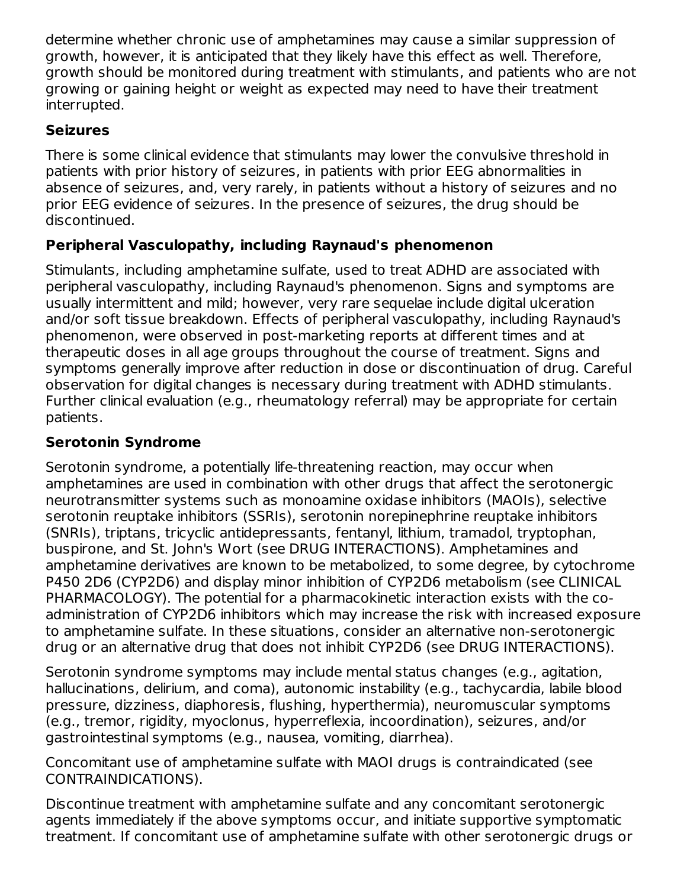determine whether chronic use of amphetamines may cause a similar suppression of growth, however, it is anticipated that they likely have this effect as well. Therefore, growth should be monitored during treatment with stimulants, and patients who are not growing or gaining height or weight as expected may need to have their treatment interrupted.

**Seizures**

There is some clinical evidence that stimulants may lower the convulsive threshold in patients with prior history of seizures, in patients with prior EEG abnormalities in absence of seizures, and, very rarely, in patients without a history of seizures and no prior EEG evidence of seizures. In the presence of seizures, the drug should be discontinued.

**Peripheral Vasculopathy, including Raynaud's phenomenon**

Stimulants, including amphetamine sulfate, used to treat ADHD are associated with peripheral vasculopathy, including Raynaud's phenomenon. Signs and symptoms are usually intermittent and mild; however, very rare sequelae include digital ulceration and/or soft tissue breakdown. Effects of peripheral vasculopathy, including Raynaud's phenomenon, were observed in post-marketing reports at different times and at therapeutic doses in all age groups throughout the course of treatment. Signs and symptoms generally improve after reduction in dose or discontinuation of drug. Careful observation for digital changes is necessary during treatment with ADHD stimulants. Further clinical evaluation (e.g., rheumatology referral) may be appropriate for certain patients.

**Serotonin Syndrome**

Serotonin syndrome, a potentially life-threatening reaction, may occur when amphetamines are used in combination with other drugs that affect the serotonergic neurotransmitter systems such as monoamine oxidase inhibitors (MAOIs), selective serotonin reuptake inhibitors (SSRIs), serotonin norepinephrine reuptake inhibitors (SNRIs), triptans, tricyclic antidepressants, fentanyl, lithium, tramadol, tryptophan, buspirone, and St. John's Wort (see DRUG INTERACTIONS). Amphetamines and amphetamine derivatives are known to be metabolized, to some degree, by cytochrome P450 2D6 (CYP2D6) and display minor inhibition of CYP2D6 metabolism (see CLINICAL PHARMACOLOGY). The potential for a pharmacokinetic interaction exists with the co-administration of CYP2D6 inhibitors which may increase the risk with increased exposure to amphetamine sulfate. In these situations, consider an alternative non-serotonergic drug or an alternative drug that does not inhibit CYP2D6 (see DRUG INTERACTIONS).

Serotonin syndrome symptoms may include mental status changes (e.g., agitation, hallucinations, delirium, and coma), autonomic instability (e.g., tachycardia, labile blood pressure, dizziness, diaphoresis, flushing, hyperthermia), neuromuscular symptoms (e.g., tremor, rigidity, myoclonus, hyperreflexia, incoordination), seizures, and/or gastrointestinal symptoms (e.g., nausea, vomiting, diarrhea).

Concomitant use of amphetamine sulfate with MAOI drugs is contraindicated (see CONTRAINDICATIONS).

Discontinue treatment with amphetamine sulfate and any concomitant serotonergic agents immediately if the above symptoms occur, and initiate supportive symptomatic treatment. If concomitant use of amphetamine sulfate with other serotonergic drugs or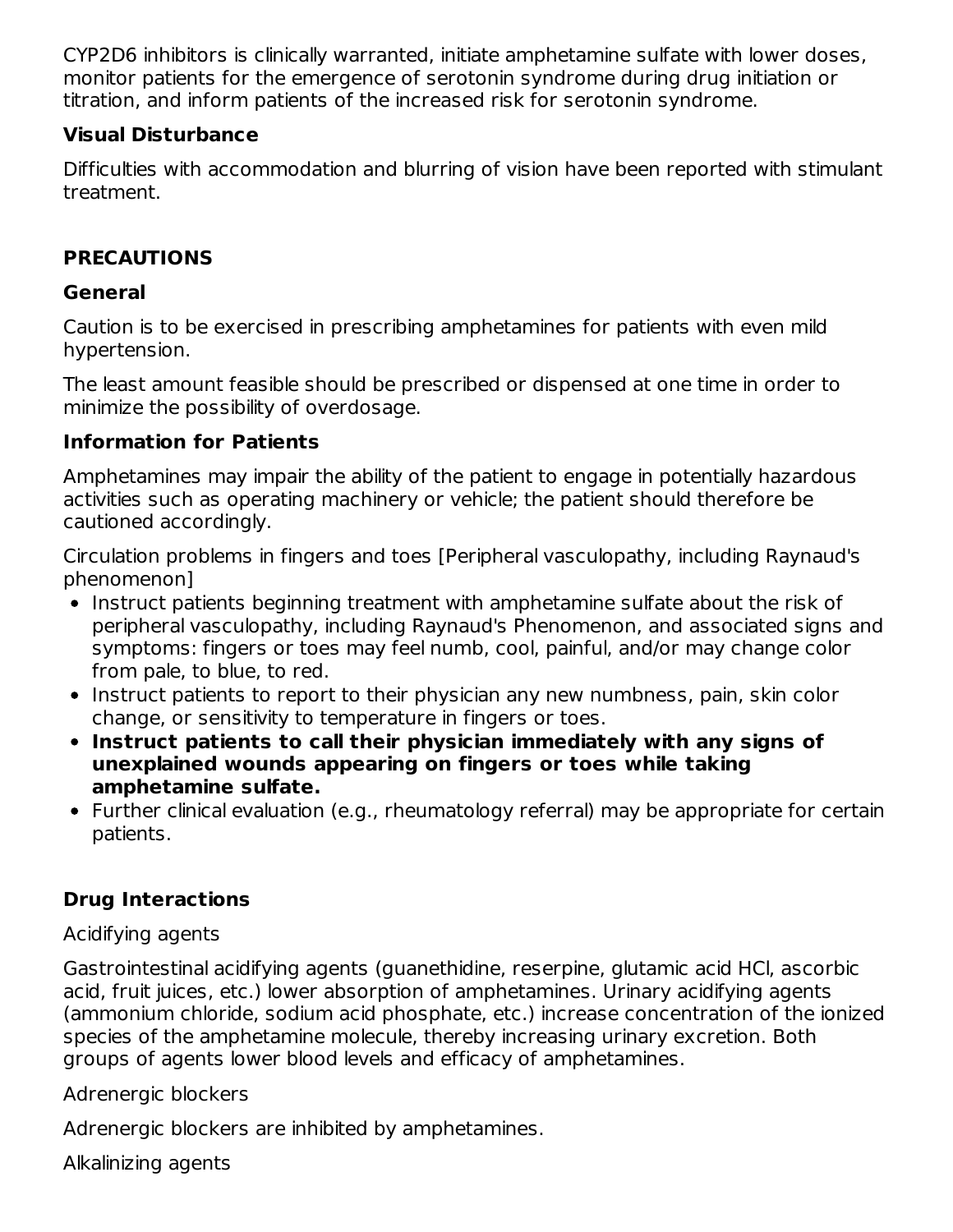CYP2D6 inhibitors is clinically warranted, initiate amphetamine sulfate with lower doses, monitor patients for the emergence of serotonin syndrome during drug initiation or titration, and inform patients of the increased risk for serotonin syndrome.

### Visual Disturbance

Difficulties with accommodation and blurring of vision have been reported with stimulant treatment.

## PRECAUTIONS

### General

Caution is to be exercised in prescribing amphetamines for patients with even mild hypertension.

The least amount feasible should be prescribed or dispensed at one time in order to minimize the possibility of overdosage.

### Information for Patients

Amphetamines may impair the ability of the patient to engage in potentially hazardous activities such as operating machinery or vehicle; the patient should therefore be cautioned accordingly.

Circulation problems in fingers and toes [Peripheral vasculopathy, including Raynaud's phenomenon]

- Instruct patients beginning treatment with amphetamine sulfate about the risk of peripheral vasculopathy, including Raynaud's Phenomenon, and associated signs and symptoms: fingers or toes may feel numb, cool, painful, and/or may change color from pale, to blue, to red.
- Instruct patients to report to their physician any new numbness, pain, skin color change, or sensitivity to temperature in fingers or toes.
- **Instruct patients to call their physician immediately with any signs of unexplained wounds appearing on fingers or toes while taking amphetamine sulfate.**
- Further clinical evaluation (e.g., rheumatology referral) may be appropriate for certain patients.

### Drug Interactions

Acidifying agents

Gastrointestinal acidifying agents (guanethidine, reserpine, glutamic acid HCl, ascorbic acid, fruit juices, etc.) lower absorption of amphetamines. Urinary acidifying agents (ammonium chloride, sodium acid phosphate, etc.) increase concentration of the ionized species of the amphetamine molecule, thereby increasing urinary excretion. Both groups of agents lower blood levels and efficacy of amphetamines.

Adrenergic blockers

Adrenergic blockers are inhibited by amphetamines.

Alkalinizing agents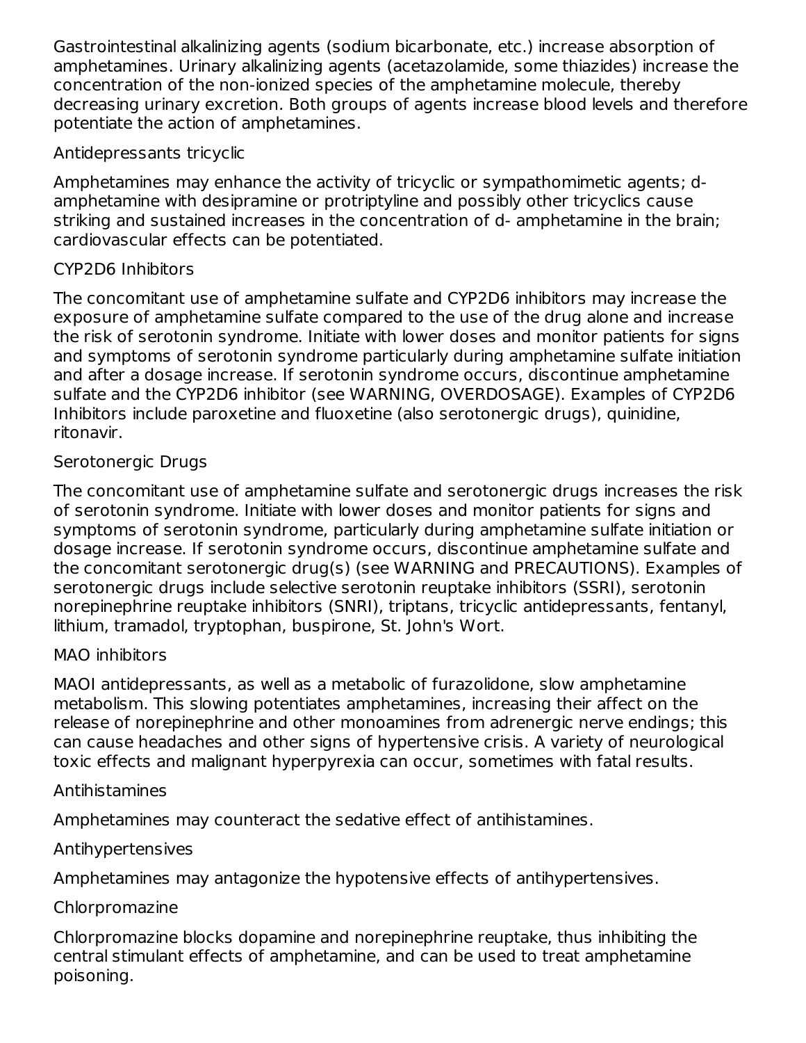Gastrointestinal alkalinizing agents (sodium bicarbonate, etc.) increase absorption of amphetamines. Urinary alkalinizing agents (acetazolamide, some thiazides) increase the concentration of the non-ionized species of the amphetamine molecule, thereby decreasing urinary excretion. Both groups of agents increase blood levels and therefore potentiate the action of amphetamines.

Antidepressants tricyclic

Amphetamines may enhance the activity of tricyclic or sympathomimetic agents; d-amphetamine with desipramine or protriptyline and possibly other tricyclics cause striking and sustained increases in the concentration of d- amphetamine in the brain; cardiovascular effects can be potentiated.

CYP2D6 Inhibitors

The concomitant use of amphetamine sulfate and CYP2D6 inhibitors may increase the exposure of amphetamine sulfate compared to the use of the drug alone and increase the risk of serotonin syndrome. Initiate with lower doses and monitor patients for signs and symptoms of serotonin syndrome particularly during amphetamine sulfate initiation and after a dosage increase. If serotonin syndrome occurs, discontinue amphetamine sulfate and the CYP2D6 inhibitor (see WARNING, OVERDOSAGE). Examples of CYP2D6 Inhibitors include paroxetine and fluoxetine (also serotonergic drugs), quinidine, ritonavir.

Serotonergic Drugs

The concomitant use of amphetamine sulfate and serotonergic drugs increases the risk of serotonin syndrome. Initiate with lower doses and monitor patients for signs and symptoms of serotonin syndrome, particularly during amphetamine sulfate initiation or dosage increase. If serotonin syndrome occurs, discontinue amphetamine sulfate and the concomitant serotonergic drug(s) (see WARNING and PRECAUTIONS). Examples of serotonergic drugs include selective serotonin reuptake inhibitors (SSRI), serotonin norepinephrine reuptake inhibitors (SNRI), triptans, tricyclic antidepressants, fentanyl, lithium, tramadol, tryptophan, buspirone, St. John's Wort.

MAO inhibitors

MAOI antidepressants, as well as a metabolic of furazolidone, slow amphetamine metabolism. This slowing potentiates amphetamines, increasing their affect on the release of norepinephrine and other monoamines from adrenergic nerve endings; this can cause headaches and other signs of hypertensive crisis. A variety of neurological toxic effects and malignant hyperpyrexia can occur, sometimes with fatal results.

Antihistamines

Amphetamines may counteract the sedative effect of antihistamines.

Antihypertensives

Amphetamines may antagonize the hypotensive effects of antihypertensives.

Chlorpromazine

Chlorpromazine blocks dopamine and norepinephrine reuptake, thus inhibiting the central stimulant effects of amphetamine, and can be used to treat amphetamine poisoning.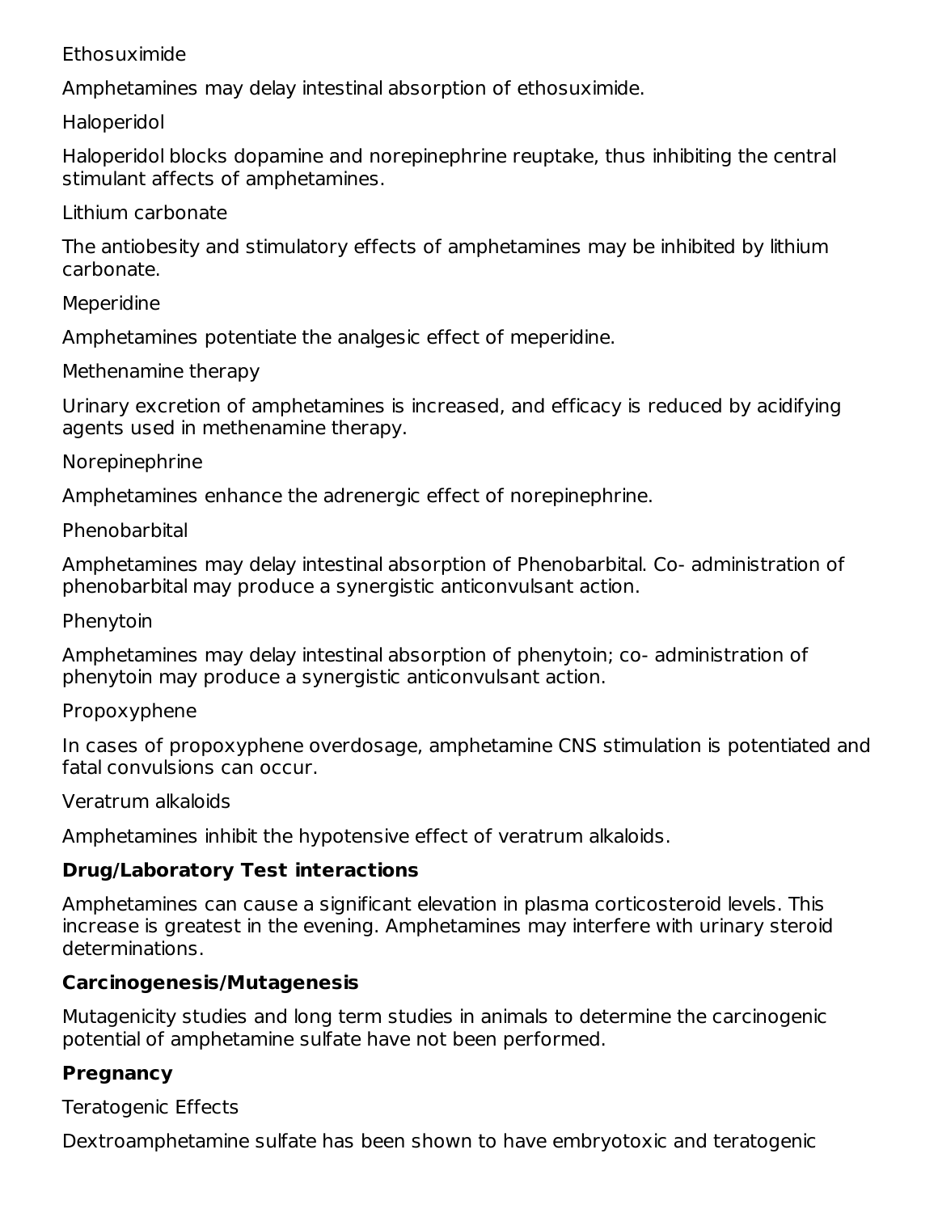Ethosuximide

Amphetamines may delay intestinal absorption of ethosuximide.

Haloperidol

Haloperidol blocks dopamine and norepinephrine reuptake, thus inhibiting the central stimulant affects of amphetamines.

Lithium carbonate

The antiobesity and stimulatory effects of amphetamines may be inhibited by lithium carbonate.

Meperidine

Amphetamines potentiate the analgesic effect of meperidine.

Methenamine therapy

Urinary excretion of amphetamines is increased, and efficacy is reduced by acidifying agents used in methenamine therapy.

Norepinephrine

Amphetamines enhance the adrenergic effect of norepinephrine.

Phenobarbital

Amphetamines may delay intestinal absorption of Phenobarbital. Co- administration of phenobarbital may produce a synergistic anticonvulsant action.

Phenytoin

Amphetamines may delay intestinal absorption of phenytoin; co- administration of phenytoin may produce a synergistic anticonvulsant action.

Propoxyphene

In cases of propoxyphene overdosage, amphetamine CNS stimulation is potentiated and fatal convulsions can occur.

Veratrum alkaloids

Amphetamines inhibit the hypotensive effect of veratrum alkaloids.

**Drug/Laboratory Test interactions**

Amphetamines can cause a significant elevation in plasma corticosteroid levels. This increase is greatest in the evening. Amphetamines may interfere with urinary steroid determinations.

**Carcinogenesis/Mutagenesis**

Mutagenicity studies and long term studies in animals to determine the carcinogenic potential of amphetamine sulfate have not been performed.

**Pregnancy**

Teratogenic Effects

Dextroamphetamine sulfate has been shown to have embryotoxic and teratogenic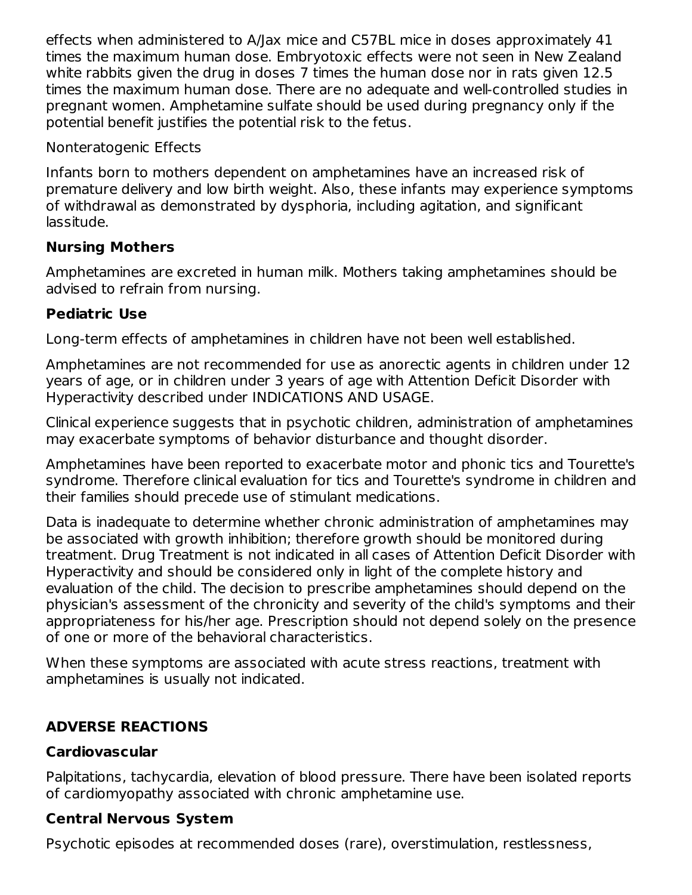effects when administered to A/Jax mice and C57BL mice in doses approximately 41 times the maximum human dose. Embryotoxic effects were not seen in New Zealand white rabbits given the drug in doses 7 times the human dose nor in rats given 12.5 times the maximum human dose. There are no adequate and well-controlled studies in pregnant women. Amphetamine sulfate should be used during pregnancy only if the potential benefit justifies the potential risk to the fetus.

Nonteratogenic Effects

Infants born to mothers dependent on amphetamines have an increased risk of premature delivery and low birth weight. Also, these infants may experience symptoms of withdrawal as demonstrated by dysphoria, including agitation, and significant lassitude.

### Nursing Mothers

Amphetamines are excreted in human milk. Mothers taking amphetamines should be advised to refrain from nursing.

### Pediatric Use

Long-term effects of amphetamines in children have not been well established.

Amphetamines are not recommended for use as anorectic agents in children under 12 years of age, or in children under 3 years of age with Attention Deficit Disorder with Hyperactivity described under INDICATIONS AND USAGE.

Clinical experience suggests that in psychotic children, administration of amphetamines may exacerbate symptoms of behavior disturbance and thought disorder.

Amphetamines have been reported to exacerbate motor and phonic tics and Tourette's syndrome. Therefore clinical evaluation for tics and Tourette's syndrome in children and their families should precede use of stimulant medications.

Data is inadequate to determine whether chronic administration of amphetamines may be associated with growth inhibition; therefore growth should be monitored during treatment. Drug Treatment is not indicated in all cases of Attention Deficit Disorder with Hyperactivity and should be considered only in light of the complete history and evaluation of the child. The decision to prescribe amphetamines should depend on the physician's assessment of the chronicity and severity of the child's symptoms and their appropriateness for his/her age. Prescription should not depend solely on the presence of one or more of the behavioral characteristics.

When these symptoms are associated with acute stress reactions, treatment with amphetamines is usually not indicated.

## ADVERSE REACTIONS

### Cardiovascular

Palpitations, tachycardia, elevation of blood pressure. There have been isolated reports of cardiomyopathy associated with chronic amphetamine use.

### Central Nervous System

Psychotic episodes at recommended doses (rare), overstimulation, restlessness,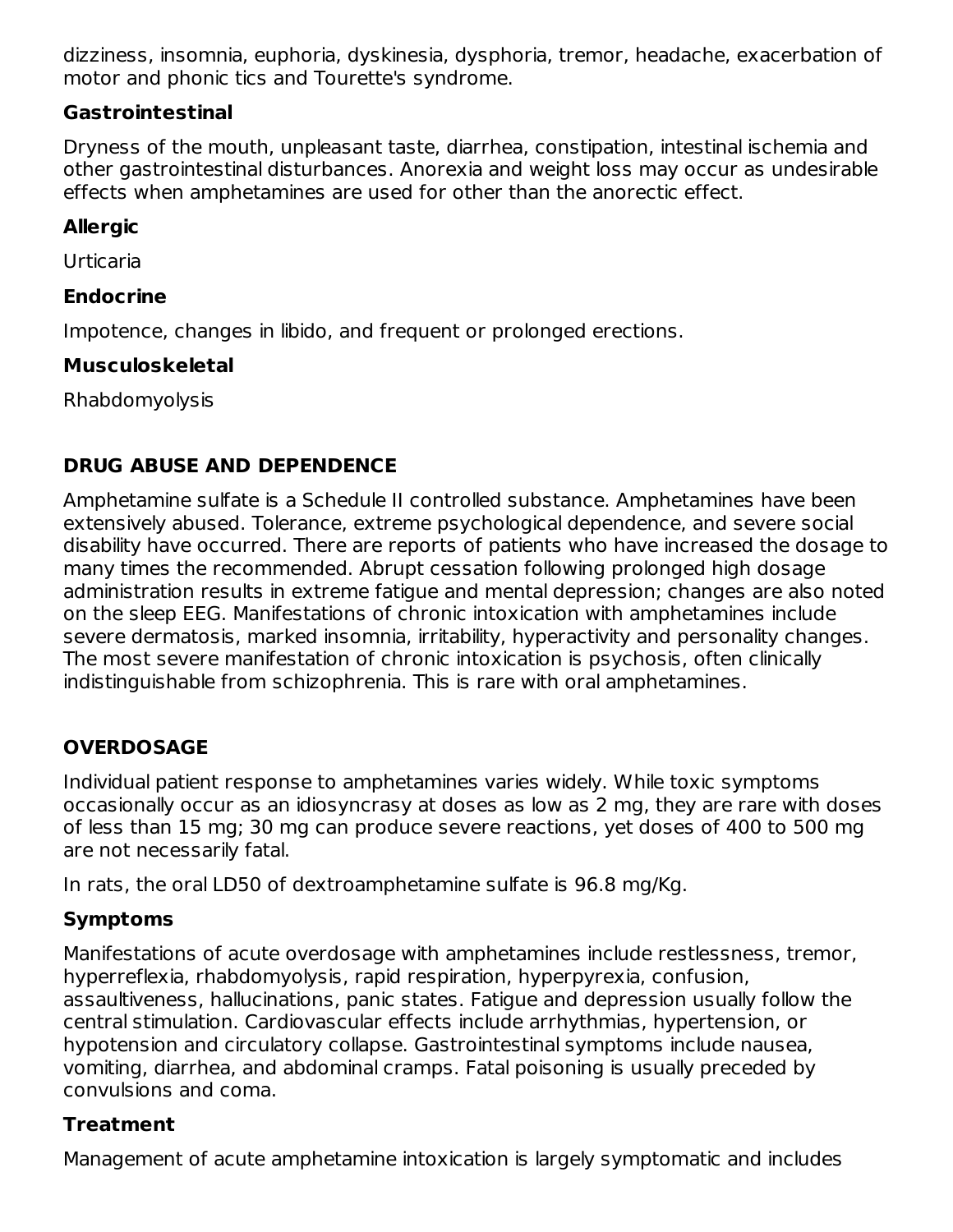dizziness, insomnia, euphoria, dyskinesia, dysphoria, tremor, headache, exacerbation of motor and phonic tics and Tourette's syndrome.

### Gastrointestinal

Dryness of the mouth, unpleasant taste, diarrhea, constipation, intestinal ischemia and other gastrointestinal disturbances. Anorexia and weight loss may occur as undesirable effects when amphetamines are used for other than the anorectic effect.

### Allergic

Urticaria

### Endocrine

Impotence, changes in libido, and frequent or prolonged erections.

### Musculoskeletal

Rhabdomyolysis

## DRUG ABUSE AND DEPENDENCE

Amphetamine sulfate is a Schedule II controlled substance. Amphetamines have been extensively abused. Tolerance, extreme psychological dependence, and severe social disability have occurred. There are reports of patients who have increased the dosage to many times the recommended. Abrupt cessation following prolonged high dosage administration results in extreme fatigue and mental depression; changes are also noted on the sleep EEG. Manifestations of chronic intoxication with amphetamines include severe dermatosis, marked insomnia, irritability, hyperactivity and personality changes. The most severe manifestation of chronic intoxication is psychosis, often clinically indistinguishable from schizophrenia. This is rare with oral amphetamines.

## OVERDOSAGE

Individual patient response to amphetamines varies widely. While toxic symptoms occasionally occur as an idiosyncrasy at doses as low as 2 mg, they are rare with doses of less than 15 mg; 30 mg can produce severe reactions, yet doses of 400 to 500 mg are not necessarily fatal.

In rats, the oral LD50 of dextroamphetamine sulfate is 96.8 mg/Kg.

### Symptoms

Manifestations of acute overdosage with amphetamines include restlessness, tremor, hyperreflexia, rhabdomyolysis, rapid respiration, hyperpyrexia, confusion, assaultiveness, hallucinations, panic states. Fatigue and depression usually follow the central stimulation. Cardiovascular effects include arrhythmias, hypertension, or hypotension and circulatory collapse. Gastrointestinal symptoms include nausea, vomiting, diarrhea, and abdominal cramps. Fatal poisoning is usually preceded by convulsions and coma.

### Treatment

Management of acute amphetamine intoxication is largely symptomatic and includes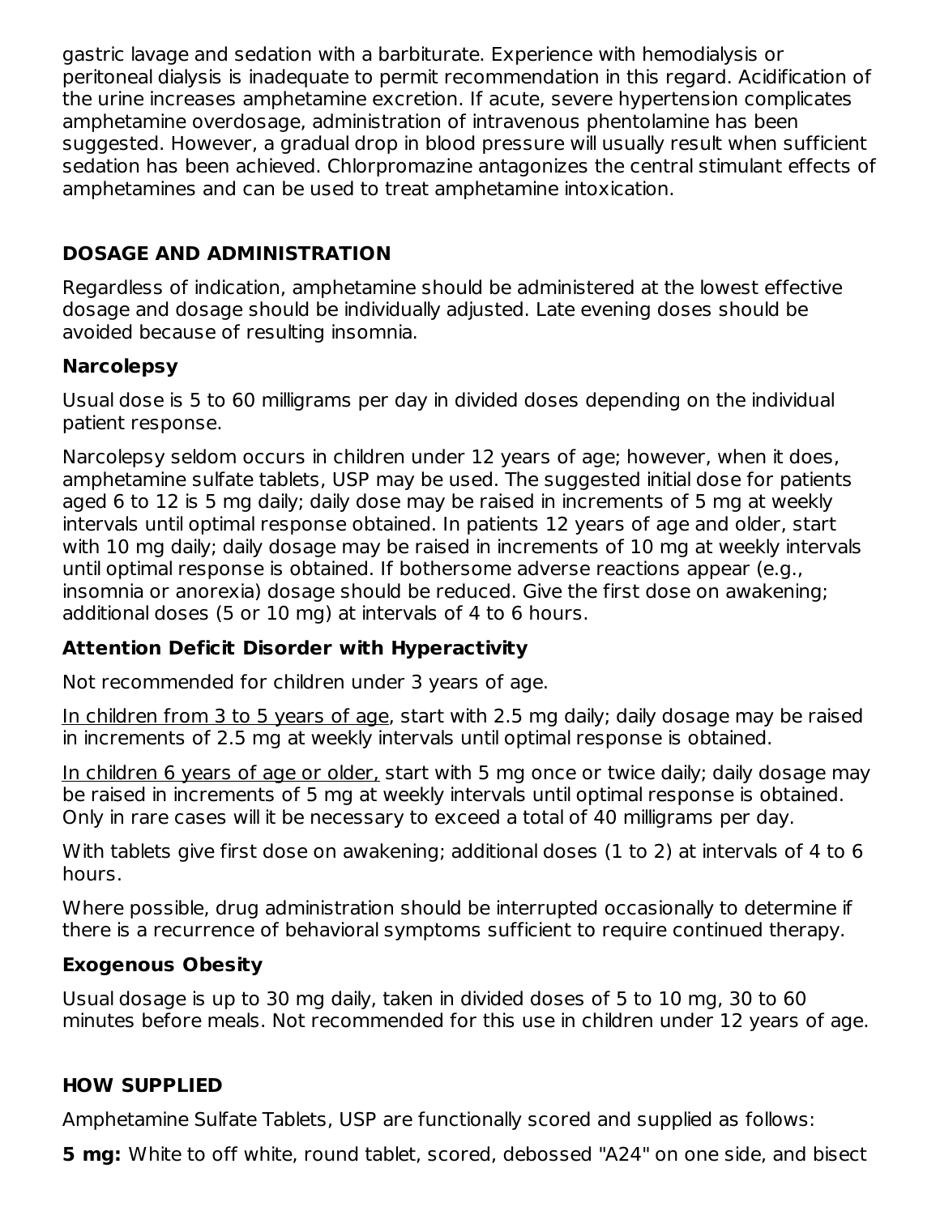gastric lavage and sedation with a barbiturate. Experience with hemodialysis or peritoneal dialysis is inadequate to permit recommendation in this regard. Acidification of the urine increases amphetamine excretion. If acute, severe hypertension complicates amphetamine overdosage, administration of intravenous phentolamine has been suggested. However, a gradual drop in blood pressure will usually result when sufficient sedation has been achieved. Chlorpromazine antagonizes the central stimulant effects of amphetamines and can be used to treat amphetamine intoxication.

## DOSAGE AND ADMINISTRATION

Regardless of indication, amphetamine should be administered at the lowest effective dosage and dosage should be individually adjusted. Late evening doses should be avoided because of resulting insomnia.

### Narcolepsy

Usual dose is 5 to 60 milligrams per day in divided doses depending on the individual patient response.

Narcolepsy seldom occurs in children under 12 years of age; however, when it does, amphetamine sulfate tablets, USP may be used. The suggested initial dose for patients aged 6 to 12 is 5 mg daily; daily dose may be raised in increments of 5 mg at weekly intervals until optimal response obtained. In patients 12 years of age and older, start with 10 mg daily; daily dosage may be raised in increments of 10 mg at weekly intervals until optimal response is obtained. If bothersome adverse reactions appear (e.g., insomnia or anorexia) dosage should be reduced. Give the first dose on awakening; additional doses (5 or 10 mg) at intervals of 4 to 6 hours.

### Attention Deficit Disorder with Hyperactivity

Not recommended for children under 3 years of age.

In children from 3 to 5 years of age, start with 2.5 mg daily; daily dosage may be raised in increments of 2.5 mg at weekly intervals until optimal response is obtained.

In children 6 years of age or older, start with 5 mg once or twice daily; daily dosage may be raised in increments of 5 mg at weekly intervals until optimal response is obtained. Only in rare cases will it be necessary to exceed a total of 40 milligrams per day.

With tablets give first dose on awakening; additional doses (1 to 2) at intervals of 4 to 6 hours.

Where possible, drug administration should be interrupted occasionally to determine if there is a recurrence of behavioral symptoms sufficient to require continued therapy.

### Exogenous Obesity

Usual dosage is up to 30 mg daily, taken in divided doses of 5 to 10 mg, 30 to 60 minutes before meals. Not recommended for this use in children under 12 years of age.

## HOW SUPPLIED

Amphetamine Sulfate Tablets, USP are functionally scored and supplied as follows:

**5 mg:** White to off white, round tablet, scored, debossed "A24" on one side, and bisect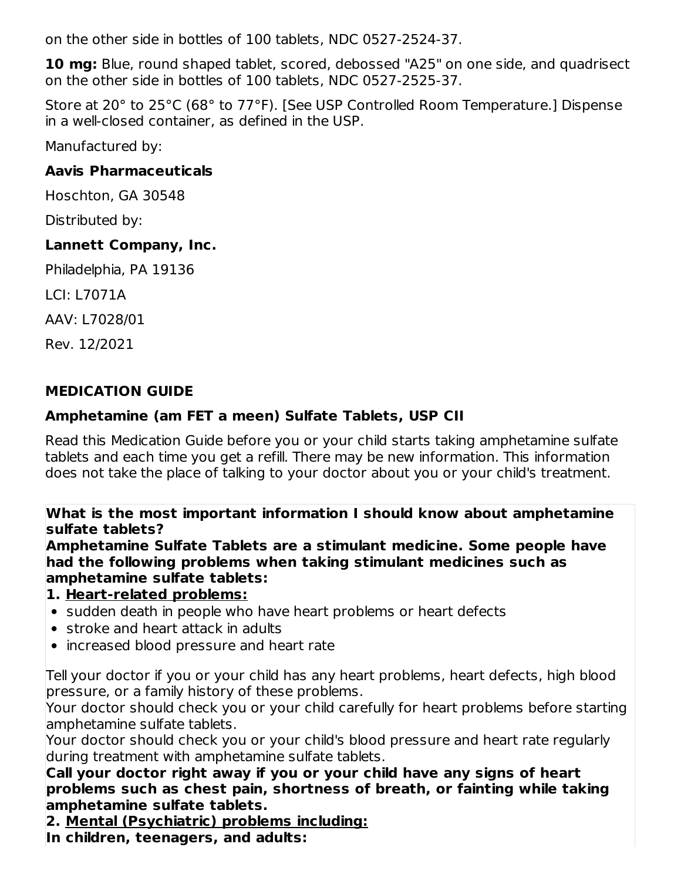on the other side in bottles of 100 tablets, NDC 0527-2524-37.

**10 mg:** Blue, round shaped tablet, scored, debossed "A25" on one side, and quadrisect on the other side in bottles of 100 tablets, NDC 0527-2525-37.

Store at 20° to 25°C (68° to 77°F). [See USP Controlled Room Temperature.] Dispense in a well-closed container, as defined in the USP.

Manufactured by:

**Aavis Pharmaceuticals**

Hoschton, GA 30548

Distributed by:

**Lannett Company, Inc.**

Philadelphia, PA 19136

LCI: L7071A

AAV: L7028/01

Rev. 12/2021

## MEDICATION GUIDE

### Amphetamine (am FET a meen) Sulfate Tablets, USP CII

Read this Medication Guide before you or your child starts taking amphetamine sulfate tablets and each time you get a refill. There may be new information. This information does not take the place of talking to your doctor about you or your child's treatment.

**What is the most important information I should know about amphetamine sulfate tablets?**

**Amphetamine Sulfate Tablets are a stimulant medicine. Some people have had the following problems when taking stimulant medicines such as amphetamine sulfate tablets:**

**1. <u>Heart-related problems:</u>**

- sudden death in people who have heart problems or heart defects
- stroke and heart attack in adults
- increased blood pressure and heart rate

Tell your doctor if you or your child has any heart problems, heart defects, high blood pressure, or a family history of these problems.

Your doctor should check you or your child carefully for heart problems before starting amphetamine sulfate tablets.

Your doctor should check you or your child's blood pressure and heart rate regularly during treatment with amphetamine sulfate tablets.

**Call your doctor right away if you or your child have any signs of heart problems such as chest pain, shortness of breath, or fainting while taking amphetamine sulfate tablets.**

**2. <u>Mental (Psychiatric) problems including:</u>**

**In children, teenagers, and adults:**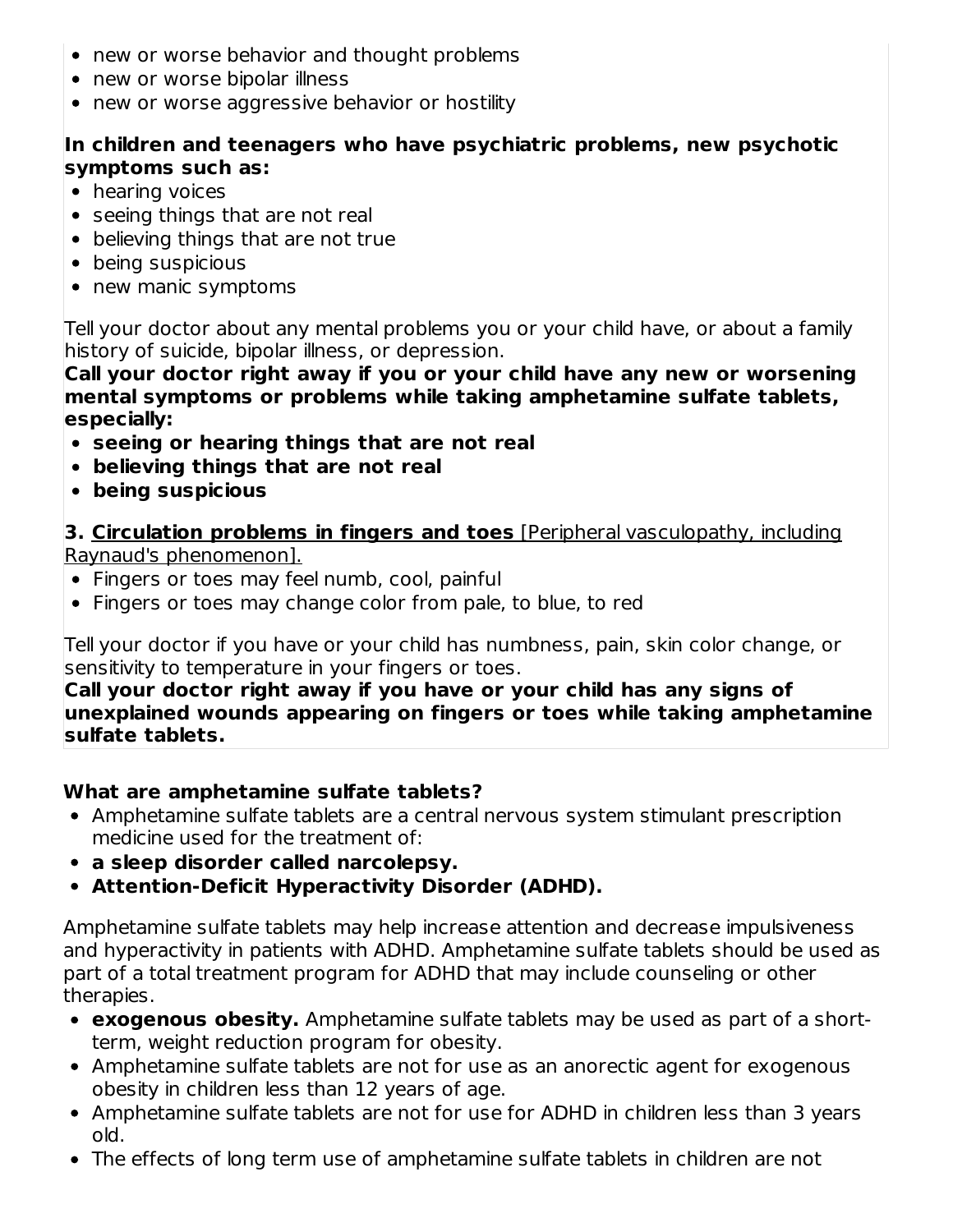- new or worse behavior and thought problems
- new or worse bipolar illness
- new or worse aggressive behavior or hostility

**In children and teenagers who have psychiatric problems, new psychotic symptoms such as:**

- hearing voices
- seeing things that are not real
- believing things that are not true
- being suspicious
- new manic symptoms

Tell your doctor about any mental problems you or your child have, or about a family history of suicide, bipolar illness, or depression.

**Call your doctor right away if you or your child have any new or worsening mental symptoms or problems while taking amphetamine sulfate tablets, especially:**

- **seeing or hearing things that are not real**
- **believing things that are not real**
- **being suspicious**

**3. <u>Circulation problems in fingers and toes</u>** <u>[Peripheral vasculopathy, including Raynaud's phenomenon].</u>

- Fingers or toes may feel numb, cool, painful
- Fingers or toes may change color from pale, to blue, to red

Tell your doctor if you have or your child has numbness, pain, skin color change, or sensitivity to temperature in your fingers or toes.

**Call your doctor right away if you have or your child has any signs of unexplained wounds appearing on fingers or toes while taking amphetamine sulfate tablets.**

**What are amphetamine sulfate tablets?**

- Amphetamine sulfate tablets are a central nervous system stimulant prescription medicine used for the treatment of:
- **a sleep disorder called narcolepsy.**
- **Attention-Deficit Hyperactivity Disorder (ADHD).**

Amphetamine sulfate tablets may help increase attention and decrease impulsiveness and hyperactivity in patients with ADHD. Amphetamine sulfate tablets should be used as part of a total treatment program for ADHD that may include counseling or other therapies.

- **exogenous obesity.** Amphetamine sulfate tablets may be used as part of a short-term, weight reduction program for obesity.
- Amphetamine sulfate tablets are not for use as an anorectic agent for exogenous obesity in children less than 12 years of age.
- Amphetamine sulfate tablets are not for use for ADHD in children less than 3 years old.
- The effects of long term use of amphetamine sulfate tablets in children are not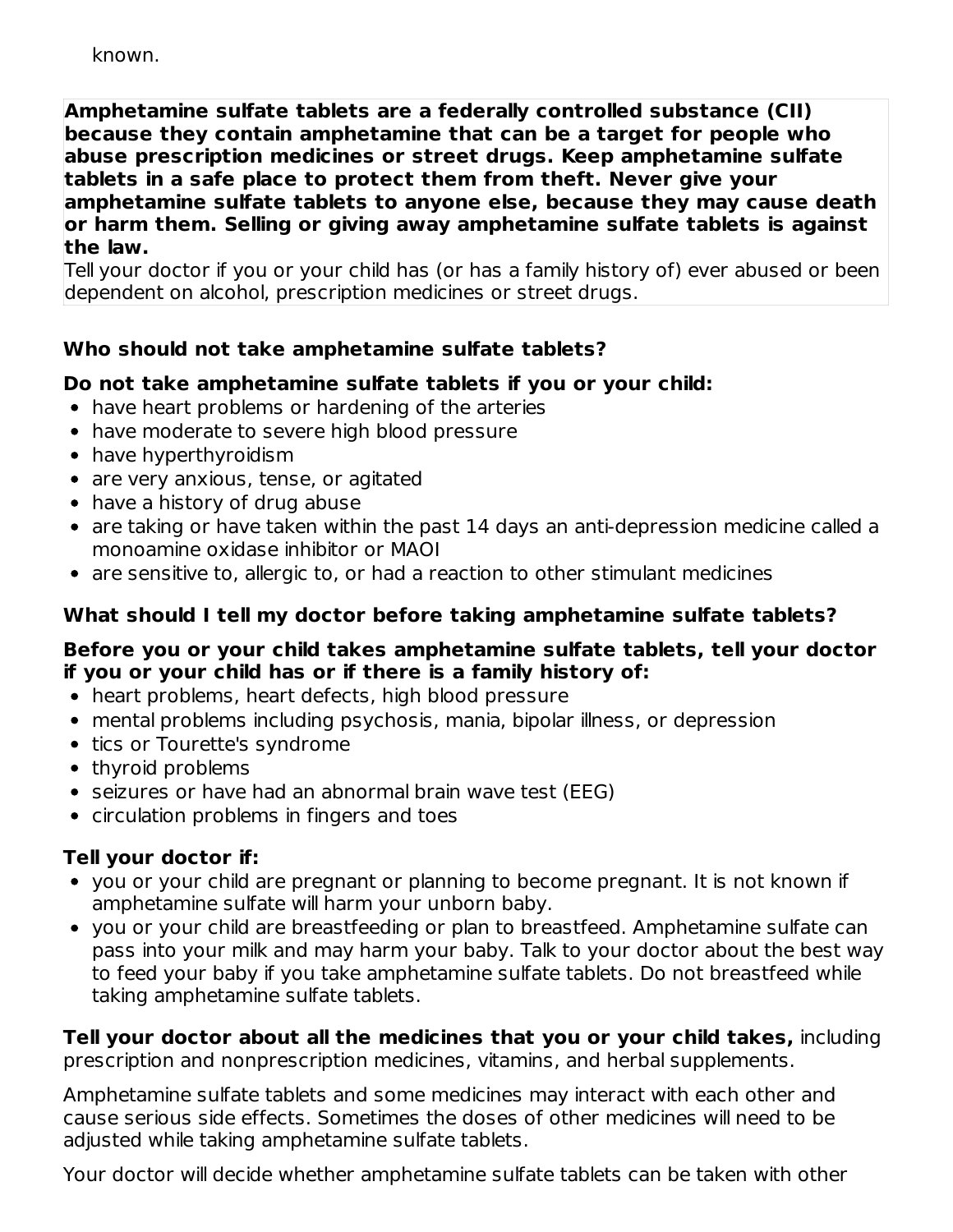known.

**Amphetamine sulfate tablets are a federally controlled substance (CII) because they contain amphetamine that can be a target for people who abuse prescription medicines or street drugs. Keep amphetamine sulfate tablets in a safe place to protect them from theft. Never give your amphetamine sulfate tablets to anyone else, because they may cause death or harm them. Selling or giving away amphetamine sulfate tablets is against the law.**
Tell your doctor if you or your child has (or has a family history of) ever abused or been dependent on alcohol, prescription medicines or street drugs.

**Who should not take amphetamine sulfate tablets?**

**Do not take amphetamine sulfate tablets if you or your child:**

- have heart problems or hardening of the arteries
- have moderate to severe high blood pressure
- have hyperthyroidism
- are very anxious, tense, or agitated
- have a history of drug abuse
- are taking or have taken within the past 14 days an anti-depression medicine called a monoamine oxidase inhibitor or MAOI
- are sensitive to, allergic to, or had a reaction to other stimulant medicines

**What should I tell my doctor before taking amphetamine sulfate tablets?**

**Before you or your child takes amphetamine sulfate tablets, tell your doctor if you or your child has or if there is a family history of:**

- heart problems, heart defects, high blood pressure
- mental problems including psychosis, mania, bipolar illness, or depression
- tics or Tourette's syndrome
- thyroid problems
- seizures or have had an abnormal brain wave test (EEG)
- circulation problems in fingers and toes

**Tell your doctor if:**

- you or your child are pregnant or planning to become pregnant. It is not known if amphetamine sulfate will harm your unborn baby.
- you or your child are breastfeeding or plan to breastfeed. Amphetamine sulfate can pass into your milk and may harm your baby. Talk to your doctor about the best way to feed your baby if you take amphetamine sulfate tablets. Do not breastfeed while taking amphetamine sulfate tablets.

**Tell your doctor about all the medicines that you or your child takes,** including prescription and nonprescription medicines, vitamins, and herbal supplements.

Amphetamine sulfate tablets and some medicines may interact with each other and cause serious side effects. Sometimes the doses of other medicines will need to be adjusted while taking amphetamine sulfate tablets.

Your doctor will decide whether amphetamine sulfate tablets can be taken with other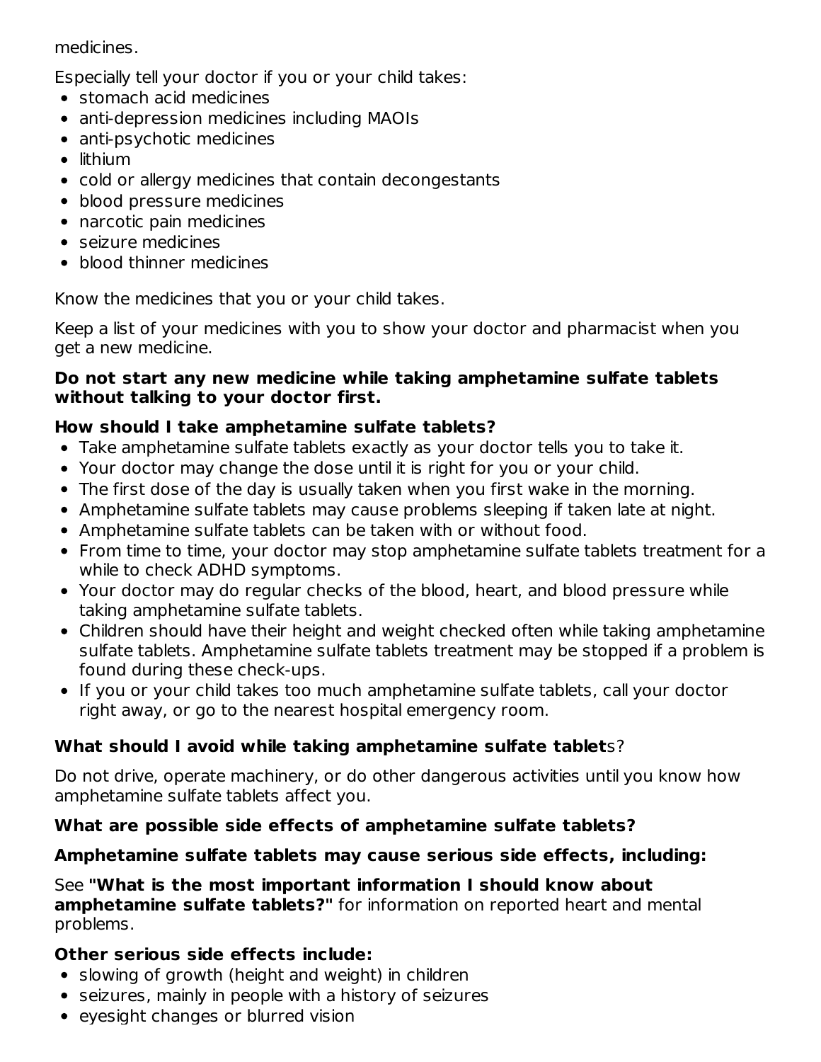medicines.

Especially tell your doctor if you or your child takes:

- stomach acid medicines
- anti-depression medicines including MAOIs
- anti-psychotic medicines
- lithium
- cold or allergy medicines that contain decongestants
- blood pressure medicines
- narcotic pain medicines
- seizure medicines
- blood thinner medicines

Know the medicines that you or your child takes.

Keep a list of your medicines with you to show your doctor and pharmacist when you get a new medicine.

**Do not start any new medicine while taking amphetamine sulfate tablets without talking to your doctor first.**

**How should I take amphetamine sulfate tablets?**

- Take amphetamine sulfate tablets exactly as your doctor tells you to take it.
- Your doctor may change the dose until it is right for you or your child.
- The first dose of the day is usually taken when you first wake in the morning.
- Amphetamine sulfate tablets may cause problems sleeping if taken late at night.
- Amphetamine sulfate tablets can be taken with or without food.
- From time to time, your doctor may stop amphetamine sulfate tablets treatment for a while to check ADHD symptoms.
- Your doctor may do regular checks of the blood, heart, and blood pressure while taking amphetamine sulfate tablets.
- Children should have their height and weight checked often while taking amphetamine sulfate tablets. Amphetamine sulfate tablets treatment may be stopped if a problem is found during these check-ups.
- If you or your child takes too much amphetamine sulfate tablets, call your doctor right away, or go to the nearest hospital emergency room.

**What should I avoid while taking amphetamine sulfate tablets?**

Do not drive, operate machinery, or do other dangerous activities until you know how amphetamine sulfate tablets affect you.

**What are possible side effects of amphetamine sulfate tablets?**

**Amphetamine sulfate tablets may cause serious side effects, including:**

See **"What is the most important information I should know about amphetamine sulfate tablets?"** for information on reported heart and mental problems.

**Other serious side effects include:**

- slowing of growth (height and weight) in children
- seizures, mainly in people with a history of seizures
- eyesight changes or blurred vision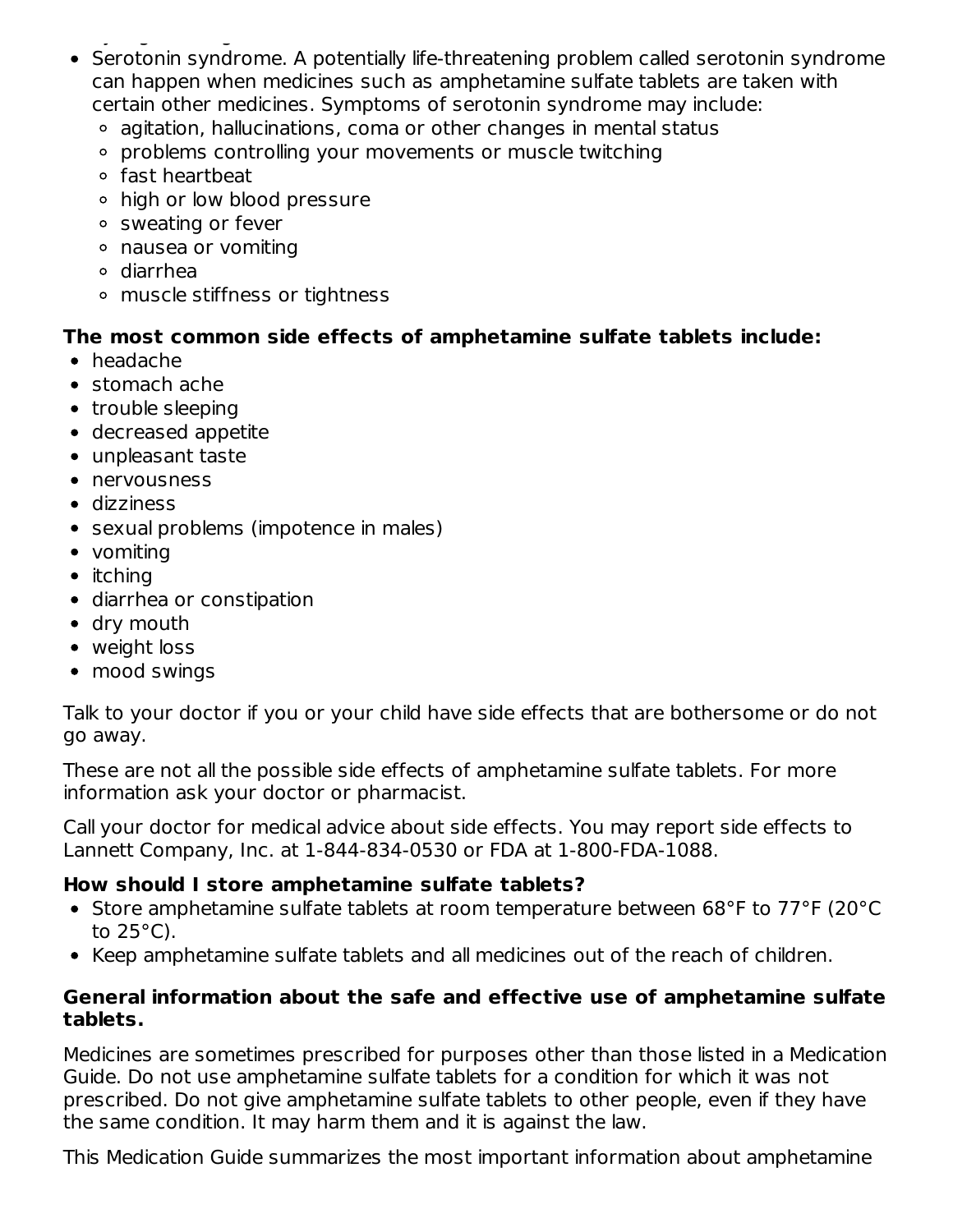- Serotonin syndrome. A potentially life-threatening problem called serotonin syndrome can happen when medicines such as amphetamine sulfate tablets are taken with certain other medicines. Symptoms of serotonin syndrome may include:
    - agitation, hallucinations, coma or other changes in mental status
    - problems controlling your movements or muscle twitching
    - fast heartbeat
    - high or low blood pressure
    - sweating or fever
    - nausea or vomiting
    - diarrhea
    - muscle stiffness or tightness

**The most common side effects of amphetamine sulfate tablets include:**

- headache
- stomach ache
- trouble sleeping
- decreased appetite
- unpleasant taste
- nervousness
- dizziness
- sexual problems (impotence in males)
- vomiting
- itching
- diarrhea or constipation
- dry mouth
- weight loss
- mood swings

Talk to your doctor if you or your child have side effects that are bothersome or do not go away.

These are not all the possible side effects of amphetamine sulfate tablets. For more information ask your doctor or pharmacist.

Call your doctor for medical advice about side effects. You may report side effects to Lannett Company, Inc. at 1-844-834-0530 or FDA at 1-800-FDA-1088.

**How should I store amphetamine sulfate tablets?**

- Store amphetamine sulfate tablets at room temperature between 68°F to 77°F (20°C to 25°C).
- Keep amphetamine sulfate tablets and all medicines out of the reach of children.

**General information about the safe and effective use of amphetamine sulfate tablets.**

Medicines are sometimes prescribed for purposes other than those listed in a Medication Guide. Do not use amphetamine sulfate tablets for a condition for which it was not prescribed. Do not give amphetamine sulfate tablets to other people, even if they have the same condition. It may harm them and it is against the law.

This Medication Guide summarizes the most important information about amphetamine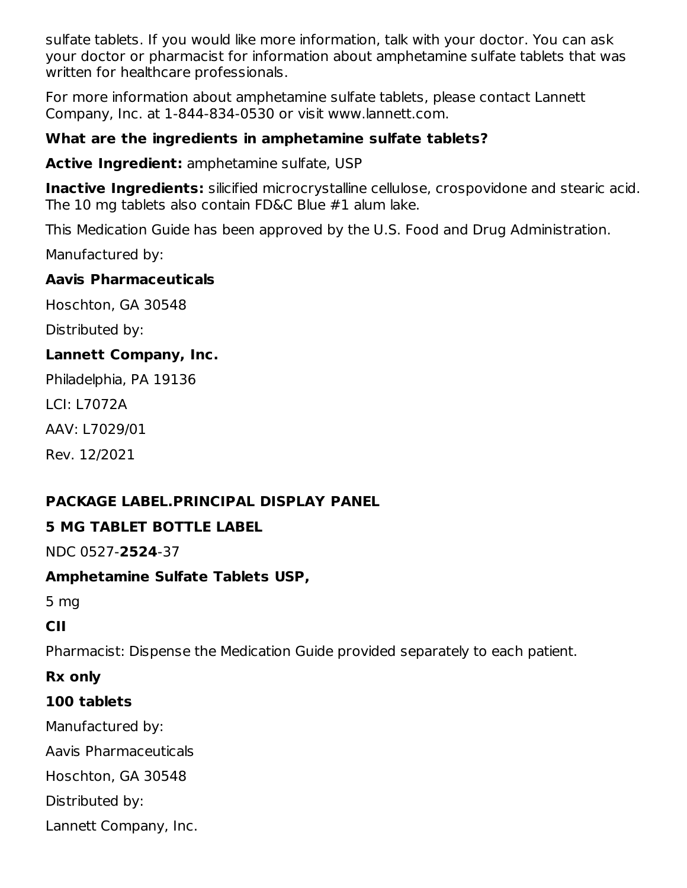sulfate tablets. If you would like more information, talk with your doctor. You can ask your doctor or pharmacist for information about amphetamine sulfate tablets that was written for healthcare professionals.

For more information about amphetamine sulfate tablets, please contact Lannett Company, Inc. at 1-844-834-0530 or visit www.lannett.com.

**What are the ingredients in amphetamine sulfate tablets?**

**Active Ingredient:** amphetamine sulfate, USP

**Inactive Ingredients:** silicified microcrystalline cellulose, crospovidone and stearic acid. The 10 mg tablets also contain FD&C Blue #1 alum lake.

This Medication Guide has been approved by the U.S. Food and Drug Administration.

Manufactured by:

**Aavis Pharmaceuticals**

Hoschton, GA 30548

Distributed by:

**Lannett Company, Inc.**

Philadelphia, PA 19136

LCI: L7072A

AAV: L7029/01

Rev. 12/2021

## PACKAGE LABEL.PRINCIPAL DISPLAY PANEL

**5 MG TABLET BOTTLE LABEL**

NDC 0527-**2524**-37

**Amphetamine Sulfate Tablets USP,**

5 mg

**CII**

Pharmacist: Dispense the Medication Guide provided separately to each patient.

**Rx only**

**100 tablets**

Manufactured by:

Aavis Pharmaceuticals

Hoschton, GA 30548

Distributed by:

Lannett Company, Inc.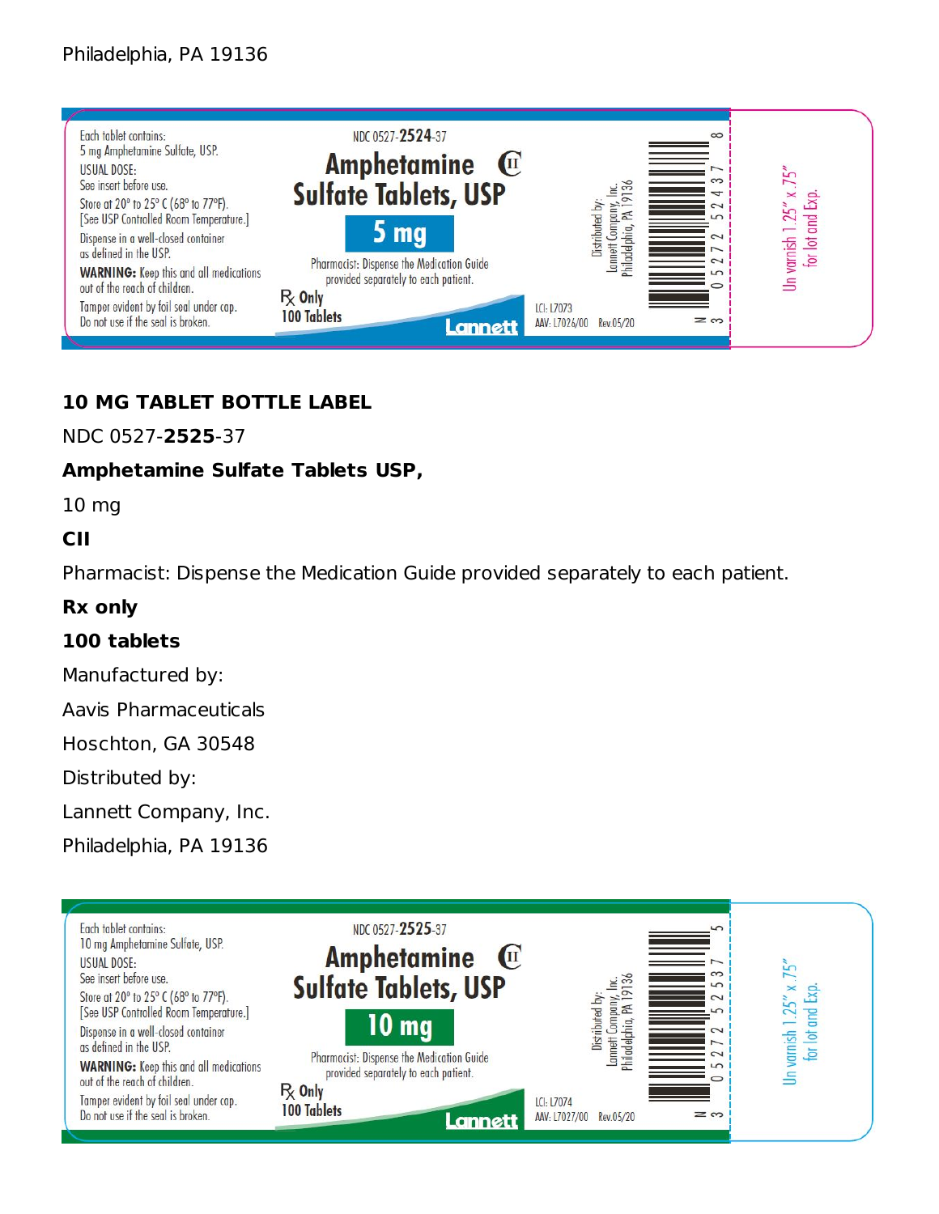Philadelphia, PA 19136

Each tablet contains:
5 mg Amphetamine Sulfate, USP.
USUAL DOSE:
See insert before use.
Store at 20° to 25° C (68° to 77°F).
[See USP Controlled Room Temperature.]
Dispense in a well-closed container as defined in the USP.
**WARNING:** Keep this and all medications out of the reach of children.
Tamper evident by foil seal under cap.
Do not use if the seal is broken.

NDC 0527-**2524**-37

**Amphetamine Sulfate Tablets, USP** CII

**5 mg**

Pharmacist: Dispense the Medication Guide provided separately to each patient.

℞ Only
100 Tablets

Lannett

Distributed by:
Lannett Company, Inc.
Philadelphia, PA 19136

LCI: L7073
AAV: L7026/00 Rev.05/20

N 3 05272 52437 8

Un varnish 1.25" x .75" for lot and Exp.

**10 MG TABLET BOTTLE LABEL**

NDC 0527-**2525**-37

**Amphetamine Sulfate Tablets USP,**

10 mg

**CII**

Pharmacist: Dispense the Medication Guide provided separately to each patient.

**Rx only**

**100 tablets**

Manufactured by:

Aavis Pharmaceuticals

Hoschton, GA 30548

Distributed by:

Lannett Company, Inc.

Philadelphia, PA 19136

Each tablet contains:
10 mg Amphetamine Sulfate, USP.
USUAL DOSE:
See insert before use.
Store at 20° to 25° C (68° to 77°F).
[See USP Controlled Room Temperature.]
Dispense in a well-closed container as defined in the USP.
**WARNING:** Keep this and all medications out of the reach of children.
Tamper evident by foil seal under cap.
Do not use if the seal is broken.

NDC 0527-**2525**-37

**Amphetamine Sulfate Tablets, USP** CII

**10 mg**

Pharmacist: Dispense the Medication Guide provided separately to each patient.

℞ Only
100 Tablets

Lannett

Distributed by:
Lannett Company, Inc.
Philadelphia, PA 19136

LCI: L7074
AAV: L7027/00 Rev.05/20

N 3 05272 52537 5

Un varnish 1.25" x .75" for lot and Exp.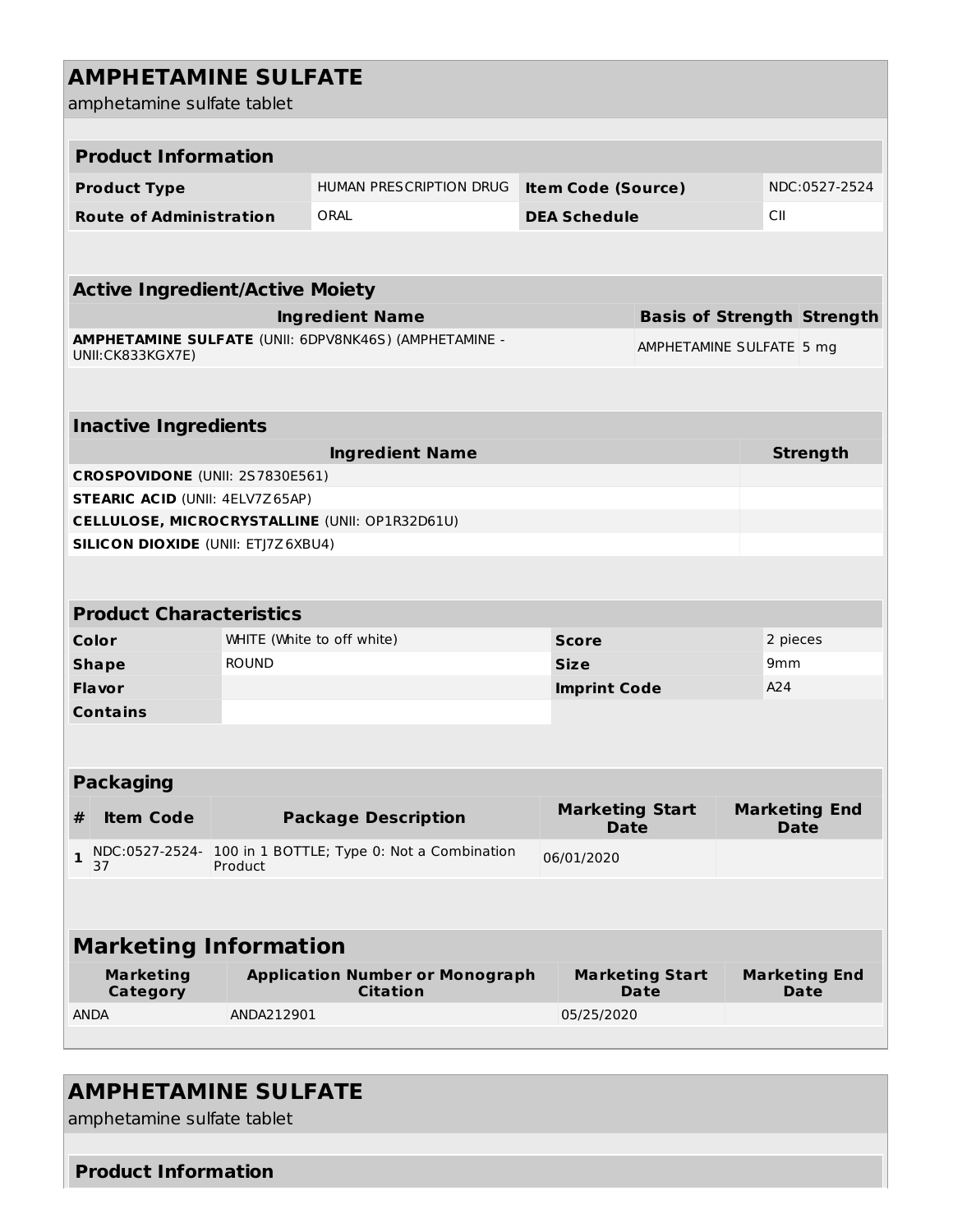# AMPHETAMINE SULFATE

amphetamine sulfate tablet

## Product Information

| Product Type | HUMAN PRESCRIPTION DRUG | Item Code (Source) | NDC:0527-2524 |
|---|---|---|---|
| Route of Administration | ORAL | DEA Schedule | CII |

## Active Ingredient/Active Moiety

| Ingredient Name | Basis of Strength | Strength |
|---|---|---|
| **AMPHETAMINE SULFATE** (UNII: 6DPV8NK46S) (AMPHETAMINE - UNII:CK833KGX7E) | AMPHETAMINE SULFATE | 5 mg |

## Inactive Ingredients

| Ingredient Name | Strength |
|---|---|
| **CROSPOVIDONE** (UNII: 2S7830E561) | |
| **STEARIC ACID** (UNII: 4ELV7Z65AP) | |
| **CELLULOSE, MICROCRYSTALLINE** (UNII: OP1R32D61U) | |
| **SILICON DIOXIDE** (UNII: ETJ7Z6XBU4) | |

## Product Characteristics

| Color | WHITE (White to off white) | Score | 2 pieces |
|---|---|---|---|
| Shape | ROUND | Size | 9mm |
| Flavor | | Imprint Code | A24 |
| Contains | | | |

## Packaging

| # | Item Code | Package Description | Marketing Start Date | Marketing End Date |
|---|---|---|---|---|
| 1 | NDC:0527-2524-37 | 100 in 1 BOTTLE; Type 0: Not a Combination Product | 06/01/2020 | |

## Marketing Information

| Marketing Category | Application Number or Monograph Citation | Marketing Start Date | Marketing End Date |
|---|---|---|---|
| ANDA | ANDA212901 | 05/25/2020 | |

# AMPHETAMINE SULFATE

amphetamine sulfate tablet

## Product Information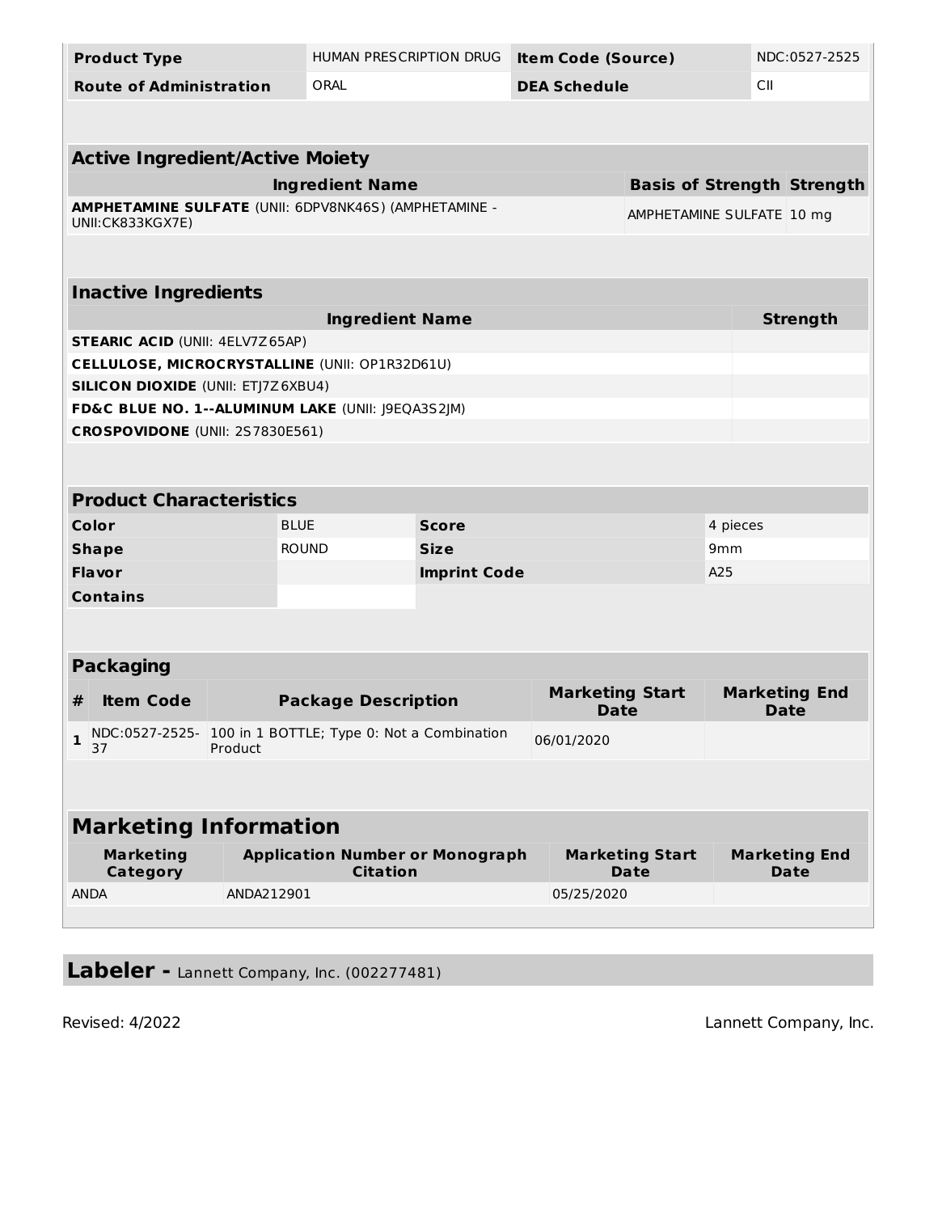| | | | |
|---|---|---|---|
| **Product Type** | HUMAN PRESCRIPTION DRUG | **Item Code (Source)** | NDC:0527-2525 |
| **Route of Administration** | ORAL | **DEA Schedule** | CII |

| Active Ingredient/Active Moiety | | |
|---|---|---|
| **Ingredient Name** | **Basis of Strength** | **Strength** |
| **AMPHETAMINE SULFATE** (UNII: 6DPV8NK46S) (AMPHETAMINE - UNII:CK833KGX7E) | AMPHETAMINE SULFATE | 10 mg |

| Inactive Ingredients | |
|---|---|
| **Ingredient Name** | **Strength** |
| **STEARIC ACID** (UNII: 4ELV7Z65AP) | |
| **CELLULOSE, MICROCRYSTALLINE** (UNII: OP1R32D61U) | |
| **SILICON DIOXIDE** (UNII: ETJ7Z6XBU4) | |
| **FD&C BLUE NO. 1--ALUMINUM LAKE** (UNII: J9EQA3S2JM) | |
| **CROSPOVIDONE** (UNII: 2S7830E561) | |

| Product Characteristics | | | |
|---|---|---|---|
| **Color** | BLUE | **Score** | 4 pieces |
| **Shape** | ROUND | **Size** | 9mm |
| **Flavor** | | **Imprint Code** | A25 |
| **Contains** | | | |

| Packaging | | | | |
|---|---|---|---|---|
| **#** | **Item Code** | **Package Description** | **Marketing Start Date** | **Marketing End Date** |
| 1 | NDC:0527-2525-37 | 100 in 1 BOTTLE; Type 0: Not a Combination Product | 06/01/2020 | |

| Marketing Information | | | |
|---|---|---|---|
| **Marketing Category** | **Application Number or Monograph Citation** | **Marketing Start Date** | **Marketing End Date** |
| ANDA | ANDA212901 | 05/25/2020 | |

## Labeler - Lannett Company, Inc. (002277481)

Revised: 4/2022

Lannett Company, Inc.